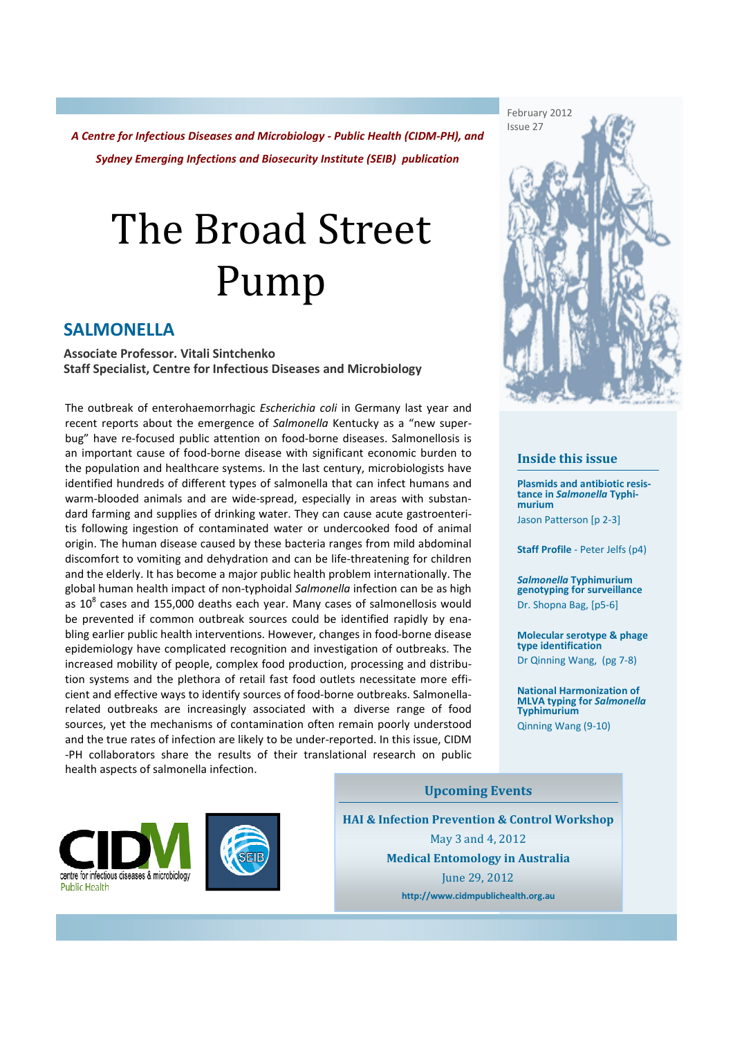*A Centre for Infectious Diseases and Microbiology - Public Health (CIDM-PH), and Sydney Emerging Infections and Biosecurity Institute (SEIB) publication*

February 2012
Issue 27

# The Broad Street Pump

## SALMONELLA

**Associate Professor. Vitali Sintchenko**
**Staff Specialist, Centre for Infectious Diseases and Microbiology**

The outbreak of enterohaemorrhagic *Escherichia coli* in Germany last year and recent reports about the emergence of *Salmonella* Kentucky as a "new superbug" have re-focused public attention on food-borne diseases. Salmonellosis is an important cause of food-borne disease with significant economic burden to the population and healthcare systems. In the last century, microbiologists have identified hundreds of different types of salmonella that can infect humans and warm-blooded animals and are wide-spread, especially in areas with substandard farming and supplies of drinking water. They can cause acute gastroenteritis following ingestion of contaminated water or undercooked food of animal origin. The human disease caused by these bacteria ranges from mild abdominal discomfort to vomiting and dehydration and can be life-threatening for children and the elderly. It has become a major public health problem internationally. The global human health impact of non-typhoidal *Salmonella* infection can be as high as $10^8$ cases and 155,000 deaths each year. Many cases of salmonellosis would be prevented if common outbreak sources could be identified rapidly by enabling earlier public health interventions. However, changes in food-borne disease epidemiology have complicated recognition and investigation of outbreaks. The increased mobility of people, complex food production, processing and distribution systems and the plethora of retail fast food outlets necessitate more efficient and effective ways to identify sources of food-borne outbreaks. Salmonella-related outbreaks are increasingly associated with a diverse range of food sources, yet the mechanisms of contamination often remain poorly understood and the true rates of infection are likely to be under-reported. In this issue, CIDM-PH collaborators share the results of their translational research on public health aspects of salmonella infection.

### Inside this issue

**Plasmids and antibiotic resistance in *Salmonella* Typhimurium**
Jason Patterson [p 2-3]

**Staff Profile** - Peter Jelfs (p4)

***Salmonella* Typhimurium genotyping for surveillance**
Dr. Shopna Bag, [p5-6]

**Molecular serotype & phage type identification**
Dr Qinning Wang, (pg 7-8)

**National Harmonization of MLVA typing for *Salmonella* Typhimurium**
Qinning Wang (9-10)

### Upcoming Events

**HAI & Infection Prevention & Control Workshop**
May 3 and 4, 2012

**Medical Entomology in Australia**
June 29, 2012

**http://www.cidmpublichealth.org.au**

CIDM centre for infectious diseases & microbiology Public Health

SEIB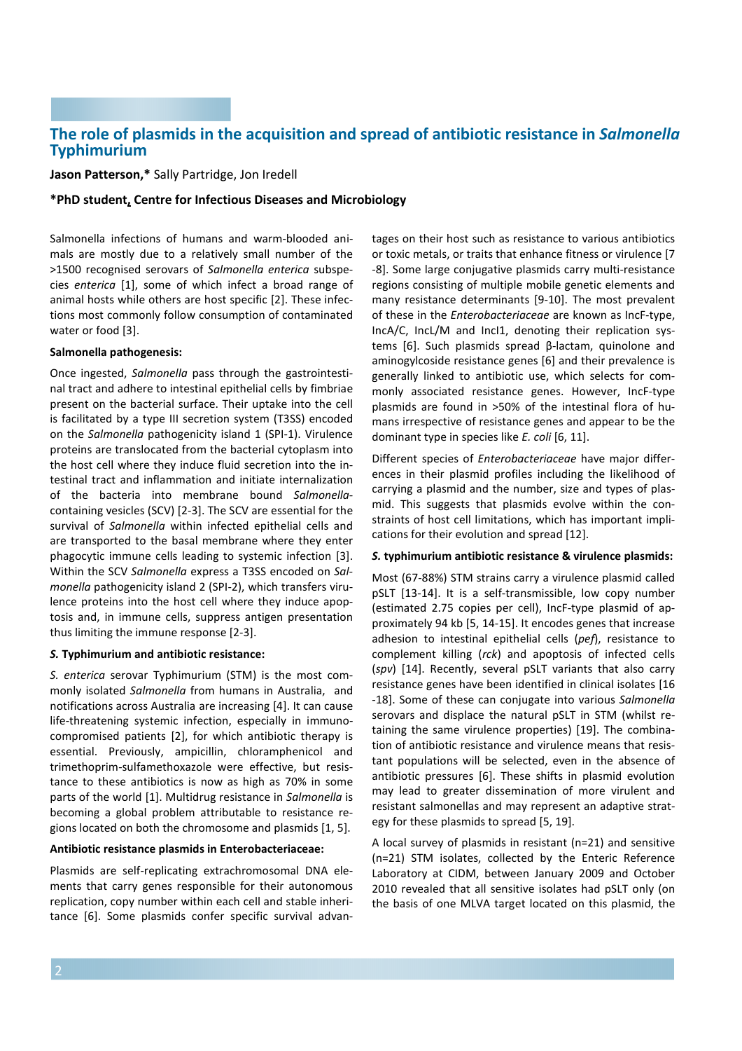# The role of plasmids in the acquisition and spread of antibiotic resistance in *Salmonella* Typhimurium

**Jason Patterson,*** Sally Partridge, Jon Iredell

**\*PhD student, Centre for Infectious Diseases and Microbiology**

Salmonella infections of humans and warm-blooded animals are mostly due to a relatively small number of the >1500 recognised serovars of *Salmonella enterica* subspecies *enterica* [1], some of which infect a broad range of animal hosts while others are host specific [2]. These infections most commonly follow consumption of contaminated water or food [3].

**Salmonella pathogenesis:**

Once ingested, *Salmonella* pass through the gastrointestinal tract and adhere to intestinal epithelial cells by fimbriae present on the bacterial surface. Their uptake into the cell is facilitated by a type III secretion system (T3SS) encoded on the *Salmonella* pathogenicity island 1 (SPI-1). Virulence proteins are translocated from the bacterial cytoplasm into the host cell where they induce fluid secretion into the intestinal tract and inflammation and initiate internalization of the bacteria into membrane bound *Salmonella*-containing vesicles (SCV) [2-3]. The SCV are essential for the survival of *Salmonella* within infected epithelial cells and are transported to the basal membrane where they enter phagocytic immune cells leading to systemic infection [3]. Within the SCV *Salmonella* express a T3SS encoded on *Salmonella* pathogenicity island 2 (SPI-2), which transfers virulence proteins into the host cell where they induce apoptosis and, in immune cells, suppress antigen presentation thus limiting the immune response [2-3].

***S.* Typhimurium and antibiotic resistance:**

*S. enterica* serovar Typhimurium (STM) is the most commonly isolated *Salmonella* from humans in Australia, and notifications across Australia are increasing [4]. It can cause life-threatening systemic infection, especially in immunocompromised patients [2], for which antibiotic therapy is essential. Previously, ampicillin, chloramphenicol and trimethoprim-sulfamethoxazole were effective, but resistance to these antibiotics is now as high as 70% in some parts of the world [1]. Multidrug resistance in *Salmonella* is becoming a global problem attributable to resistance regions located on both the chromosome and plasmids [1, 5].

**Antibiotic resistance plasmids in Enterobacteriaceae:**

Plasmids are self-replicating extrachromosomal DNA elements that carry genes responsible for their autonomous replication, copy number within each cell and stable inheritance [6]. Some plasmids confer specific survival advantages on their host such as resistance to various antibiotics or toxic metals, or traits that enhance fitness or virulence [7-8]. Some large conjugative plasmids carry multi-resistance regions consisting of multiple mobile genetic elements and many resistance determinants [9-10]. The most prevalent of these in the *Enterobacteriaceae* are known as IncF-type, IncA/C, IncL/M and IncI1, denoting their replication systems [6]. Such plasmids spread β-lactam, quinolone and aminogylcoside resistance genes [6] and their prevalence is generally linked to antibiotic use, which selects for commonly associated resistance genes. However, IncF-type plasmids are found in >50% of the intestinal flora of humans irrespective of resistance genes and appear to be the dominant type in species like *E. coli* [6, 11].

Different species of *Enterobacteriaceae* have major differences in their plasmid profiles including the likelihood of carrying a plasmid and the number, size and types of plasmid. This suggests that plasmids evolve within the constraints of host cell limitations, which has important implications for their evolution and spread [12].

***S.* typhimurium antibiotic resistance & virulence plasmids:**

Most (67-88%) STM strains carry a virulence plasmid called pSLT [13-14]. It is a self-transmissible, low copy number (estimated 2.75 copies per cell), IncF-type plasmid of approximately 94 kb [5, 14-15]. It encodes genes that increase adhesion to intestinal epithelial cells (*pef*), resistance to complement killing (*rck*) and apoptosis of infected cells (*spv*) [14]. Recently, several pSLT variants that also carry resistance genes have been identified in clinical isolates [16-18]. Some of these can conjugate into various *Salmonella* serovars and displace the natural pSLT in STM (whilst retaining the same virulence properties) [19]. The combination of antibiotic resistance and virulence means that resistant populations will be selected, even in the absence of antibiotic pressures [6]. These shifts in plasmid evolution may lead to greater dissemination of more virulent and resistant salmonellas and may represent an adaptive strategy for these plasmids to spread [5, 19].

A local survey of plasmids in resistant (n=21) and sensitive (n=21) STM isolates, collected by the Enteric Reference Laboratory at CIDM, between January 2009 and October 2010 revealed that all sensitive isolates had pSLT only (on the basis of one MLVA target located on this plasmid, the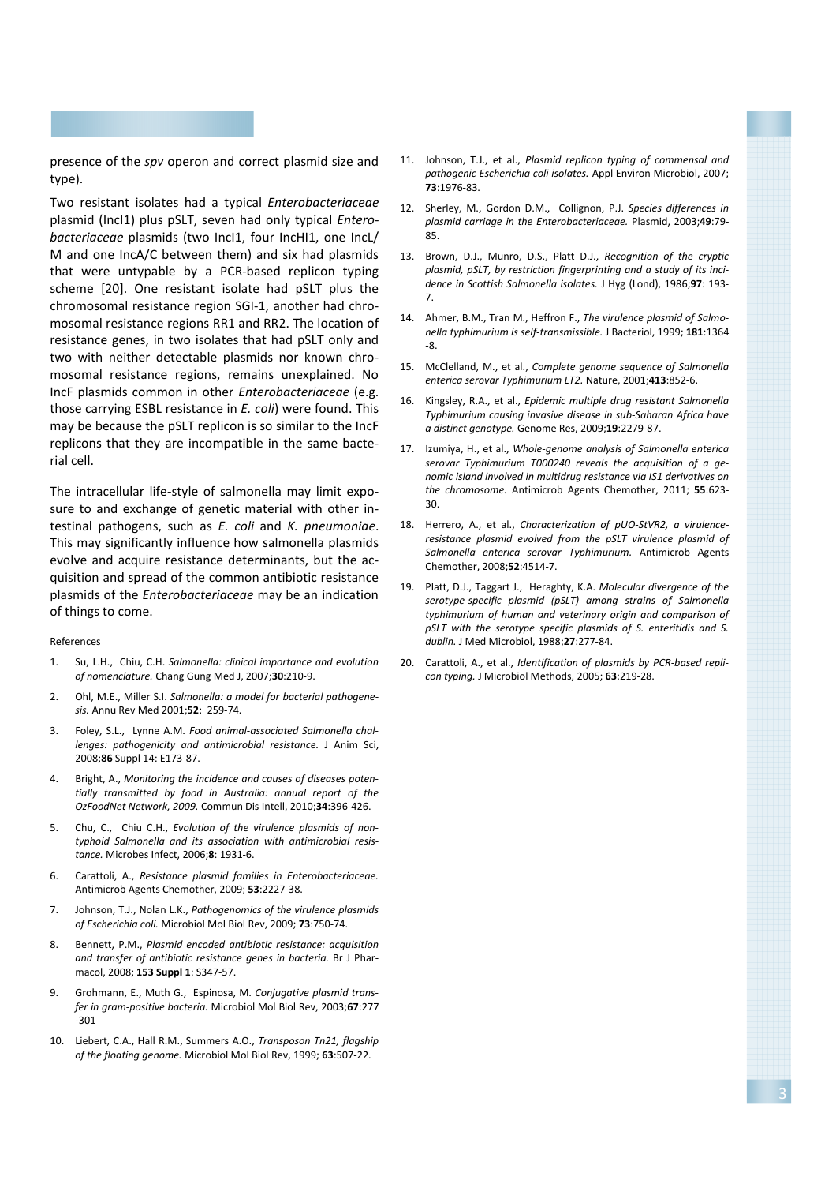presence of the *spv* operon and correct plasmid size and type).

Two resistant isolates had a typical *Enterobacteriaceae* plasmid (IncI1) plus pSLT, seven had only typical *Enterobacteriaceae* plasmids (two IncI1, four IncHI1, one IncL/M and one IncA/C between them) and six had plasmids that were untypable by a PCR-based replicon typing scheme [20]. One resistant isolate had pSLT plus the chromosomal resistance region SGI-1, another had chromosomal resistance regions RR1 and RR2. The location of resistance genes, in two isolates that had pSLT only and two with neither detectable plasmids nor known chromosomal resistance regions, remains unexplained. No IncF plasmids common in other *Enterobacteriaceae* (e.g. those carrying ESBL resistance in *E. coli*) were found. This may be because the pSLT replicon is so similar to the IncF replicons that they are incompatible in the same bacterial cell.

The intracellular life-style of salmonella may limit exposure to and exchange of genetic material with other intestinal pathogens, such as *E. coli* and *K. pneumoniae*. This may significantly influence how salmonella plasmids evolve and acquire resistance determinants, but the acquisition and spread of the common antibiotic resistance plasmids of the *Enterobacteriaceae* may be an indication of things to come.

References

1. Su, L.H., Chiu, C.H. *Salmonella: clinical importance and evolution of nomenclature.* Chang Gung Med J, 2007;**30**:210-9.
2. Ohl, M.E., Miller S.I. *Salmonella: a model for bacterial pathogenesis.* Annu Rev Med 2001;**52**: 259-74.
3. Foley, S.L., Lynne A.M. *Food animal-associated Salmonella challenges: pathogenicity and antimicrobial resistance.* J Anim Sci, 2008;**86** Suppl 14: E173-87.
4. Bright, A., *Monitoring the incidence and causes of diseases potentially transmitted by food in Australia: annual report of the OzFoodNet Network, 2009.* Commun Dis Intell, 2010;**34**:396-426.
5. Chu, C., Chiu C.H., *Evolution of the virulence plasmids of non-typhoid Salmonella and its association with antimicrobial resistance.* Microbes Infect, 2006;**8**: 1931-6.
6. Carattoli, A., *Resistance plasmid families in Enterobacteriaceae.* Antimicrob Agents Chemother, 2009; **53**:2227-38.
7. Johnson, T.J., Nolan L.K., *Pathogenomics of the virulence plasmids of Escherichia coli.* Microbiol Mol Biol Rev, 2009; **73**:750-74.
8. Bennett, P.M., *Plasmid encoded antibiotic resistance: acquisition and transfer of antibiotic resistance genes in bacteria.* Br J Pharmacol, 2008; **153 Suppl 1**: S347-57.
9. Grohmann, E., Muth G., Espinosa, M. *Conjugative plasmid transfer in gram-positive bacteria.* Microbiol Mol Biol Rev, 2003;**67**:277-301
10. Liebert, C.A., Hall R.M., Summers A.O., *Transposon Tn21, flagship of the floating genome.* Microbiol Mol Biol Rev, 1999; **63**:507-22.
11. Johnson, T.J., et al., *Plasmid replicon typing of commensal and pathogenic Escherichia coli isolates.* Appl Environ Microbiol, 2007; **73**:1976-83.
12. Sherley, M., Gordon D.M., Collignon, P.J. *Species differences in plasmid carriage in the Enterobacteriaceae.* Plasmid, 2003;**49**:79-85.
13. Brown, D.J., Munro, D.S., Platt D.J., *Recognition of the cryptic plasmid, pSLT, by restriction fingerprinting and a study of its incidence in Scottish Salmonella isolates.* J Hyg (Lond), 1986;**97**: 193-7.
14. Ahmer, B.M., Tran M., Heffron F., *The virulence plasmid of Salmonella typhimurium is self-transmissible.* J Bacteriol, 1999; **181**:1364-8.
15. McClelland, M., et al., *Complete genome sequence of Salmonella enterica serovar Typhimurium LT2.* Nature, 2001;**413**:852-6.
16. Kingsley, R.A., et al., *Epidemic multiple drug resistant Salmonella Typhimurium causing invasive disease in sub-Saharan Africa have a distinct genotype.* Genome Res, 2009;**19**:2279-87.
17. Izumiya, H., et al., *Whole-genome analysis of Salmonella enterica serovar Typhimurium T000240 reveals the acquisition of a genomic island involved in multidrug resistance via IS1 derivatives on the chromosome.* Antimicrob Agents Chemother, 2011; **55**:623-30.
18. Herrero, A., et al., *Characterization of pUO-StVR2, a virulence-resistance plasmid evolved from the pSLT virulence plasmid of Salmonella enterica serovar Typhimurium.* Antimicrob Agents Chemother, 2008;**52**:4514-7.
19. Platt, D.J., Taggart J., Heraghty, K.A. *Molecular divergence of the serotype-specific plasmid (pSLT) among strains of Salmonella typhimurium of human and veterinary origin and comparison of pSLT with the serotype specific plasmids of S. enteritidis and S. dublin.* J Med Microbiol, 1988;**27**:277-84.
20. Carattoli, A., et al., *Identification of plasmids by PCR-based replicon typing.* J Microbiol Methods, 2005; **63**:219-28.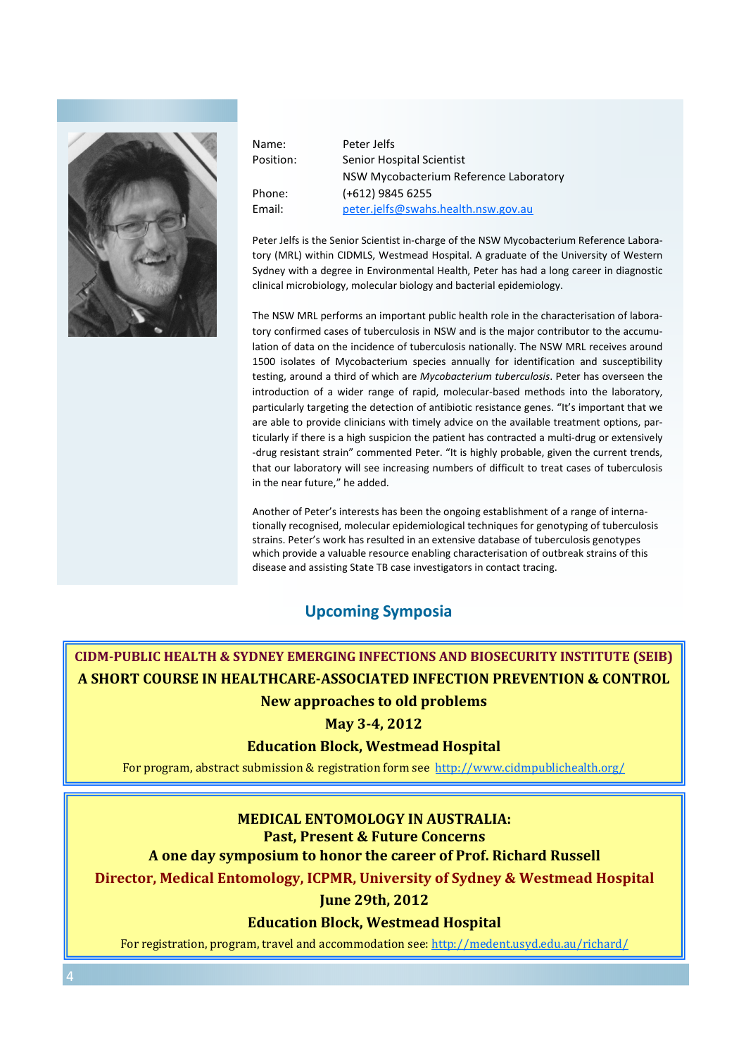| | |
|---|---|
| Name: | Peter Jelfs |
| Position: | Senior Hospital Scientist<br>NSW Mycobacterium Reference Laboratory |
| Phone: | (+612) 9845 6255 |
| Email: | peter.jelfs@swahs.health.nsw.gov.au |

Peter Jelfs is the Senior Scientist in-charge of the NSW Mycobacterium Reference Laboratory (MRL) within CIDMLS, Westmead Hospital. A graduate of the University of Western Sydney with a degree in Environmental Health, Peter has had a long career in diagnostic clinical microbiology, molecular biology and bacterial epidemiology.

The NSW MRL performs an important public health role in the characterisation of laboratory confirmed cases of tuberculosis in NSW and is the major contributor to the accumulation of data on the incidence of tuberculosis nationally. The NSW MRL receives around 1500 isolates of Mycobacterium species annually for identification and susceptibility testing, around a third of which are *Mycobacterium tuberculosis*. Peter has overseen the introduction of a wider range of rapid, molecular-based methods into the laboratory, particularly targeting the detection of antibiotic resistance genes. "It's important that we are able to provide clinicians with timely advice on the available treatment options, particularly if there is a high suspicion the patient has contracted a multi-drug or extensively-drug resistant strain" commented Peter. "It is highly probable, given the current trends, that our laboratory will see increasing numbers of difficult to treat cases of tuberculosis in the near future," he added.

Another of Peter's interests has been the ongoing establishment of a range of internationally recognised, molecular epidemiological techniques for genotyping of tuberculosis strains. Peter's work has resulted in an extensive database of tuberculosis genotypes which provide a valuable resource enabling characterisation of outbreak strains of this disease and assisting State TB case investigators in contact tracing.

## Upcoming Symposia

**CIDM-PUBLIC HEALTH & SYDNEY EMERGING INFECTIONS AND BIOSECURITY INSTITUTE (SEIB)**

**A SHORT COURSE IN HEALTHCARE-ASSOCIATED INFECTION PREVENTION & CONTROL**

**New approaches to old problems**

**May 3-4, 2012**

**Education Block, Westmead Hospital**

For program, abstract submission & registration form see http://www.cidmpublichealth.org/

**MEDICAL ENTOMOLOGY IN AUSTRALIA:**
**Past, Present & Future Concerns**

**A one day symposium to honor the career of Prof. Richard Russell**

**Director, Medical Entomology, ICPMR, University of Sydney & Westmead Hospital**

**June 29th, 2012**

**Education Block, Westmead Hospital**

For registration, program, travel and accommodation see: http://medent.usyd.edu.au/richard/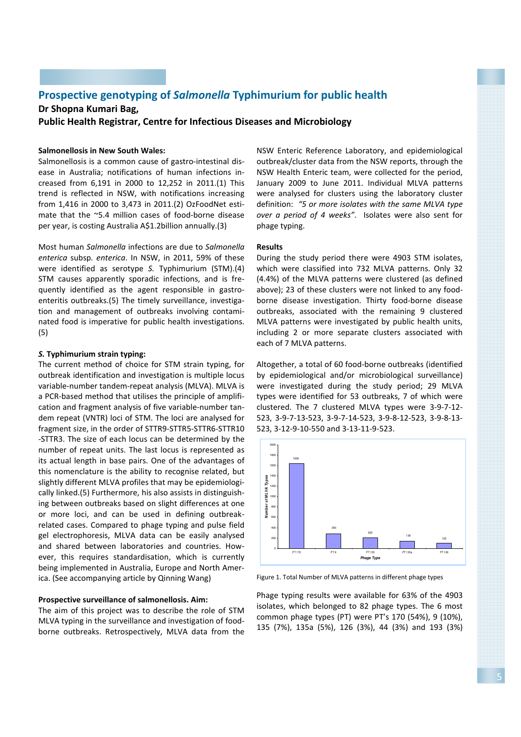# Prospective genotyping of *Salmonella* Typhimurium for public health

**Dr Shopna Kumari Bag,**

**Public Health Registrar, Centre for Infectious Diseases and Microbiology**

**Salmonellosis in New South Wales:**

Salmonellosis is a common cause of gastro-intestinal disease in Australia; notifications of human infections increased from 6,191 in 2000 to 12,252 in 2011.(1) This trend is reflected in NSW, with notifications increasing from 1,416 in 2000 to 3,473 in 2011.(2) OzFoodNet estimate that the ~5.4 million cases of food-borne disease per year, is costing Australia A$1.2billion annually.(3)

Most human *Salmonella* infections are due to *Salmonella enterica* subsp. *enterica*. In NSW, in 2011, 59% of these were identified as serotype *S.* Typhimurium (STM).(4) STM causes apparently sporadic infections, and is frequently identified as the agent responsible in gastroenteritis outbreaks.(5) The timely surveillance, investigation and management of outbreaks involving contaminated food is imperative for public health investigations.(5)

***S.* Typhimurium strain typing:**

The current method of choice for STM strain typing, for outbreak identification and investigation is multiple locus variable-number tandem-repeat analysis (MLVA). MLVA is a PCR-based method that utilises the principle of amplification and fragment analysis of five variable-number tandem repeat (VNTR) loci of STM. The loci are analysed for fragment size, in the order of STTR9-STTR5-STTR6-STTR10-STTR3. The size of each locus can be determined by the number of repeat units. The last locus is represented as its actual length in base pairs. One of the advantages of this nomenclature is the ability to recognise related, but slightly different MLVA profiles that may be epidemiologically linked.(5) Furthermore, his also assists in distinguishing between outbreaks based on slight differences at one or more loci, and can be used in defining outbreak-related cases. Compared to phage typing and pulse field gel electrophoresis, MLVA data can be easily analysed and shared between laboratories and countries. However, this requires standardisation, which is currently being implemented in Australia, Europe and North America. (See accompanying article by Qinning Wang)

**Prospective surveillance of salmonellosis. Aim:**

The aim of this project was to describe the role of STM MLVA typing in the surveillance and investigation of food-borne outbreaks. Retrospectively, MLVA data from the NSW Enteric Reference Laboratory, and epidemiological outbreak/cluster data from the NSW reports, through the NSW Health Enteric team, were collected for the period, January 2009 to June 2011. Individual MLVA patterns were analysed for clusters using the laboratory cluster definition: *"5 or more isolates with the same MLVA type over a period of 4 weeks"*. Isolates were also sent for phage typing.

**Results**

During the study period there were 4903 STM isolates, which were classified into 732 MLVA patterns. Only 32 (4.4%) of the MLVA patterns were clustered (as defined above); 23 of these clusters were not linked to any food-borne disease investigation. Thirty food-borne disease outbreaks, associated with the remaining 9 clustered MLVA patterns were investigated by public health units, including 2 or more separate clusters associated with each of 7 MLVA patterns.

Altogether, a total of 60 food-borne outbreaks (identified by epidemiological and/or microbiological surveillance) were investigated during the study period; 29 MLVA types were identified for 53 outbreaks, 7 of which were clustered. The 7 clustered MLVA types were 3-9-7-12-523, 3-9-7-13-523, 3-9-7-14-523, 3-9-8-12-523, 3-9-8-13-523, 3-12-9-10-550 and 3-13-11-9-523.

Number of MLVA Types
0
200
400
600
800
1000
1200
1400
1600
1800
2000
1639
283
202
138
102
PT 170
PT 9
PT 135
PT 135a
PT 126
Phage Type

Figure 1. Total Number of MLVA patterns in different phage types

Phage typing results were available for 63% of the 4903 isolates, which belonged to 82 phage types. The 6 most common phage types (PT) were PT's 170 (54%), 9 (10%), 135 (7%), 135a (5%), 126 (3%), 44 (3%) and 193 (3%)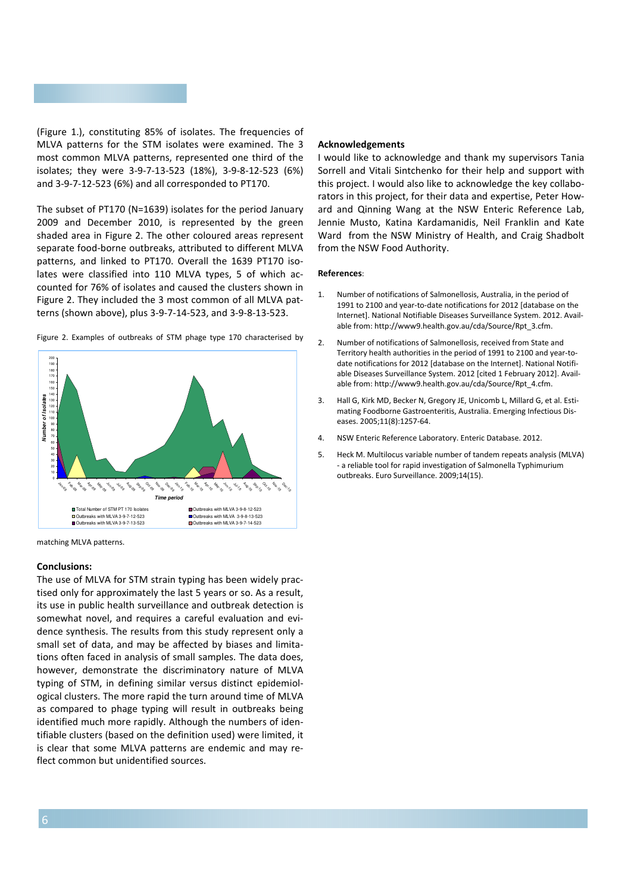(Figure 1.), constituting 85% of isolates. The frequencies of MLVA patterns for the STM isolates were examined. The 3 most common MLVA patterns, represented one third of the isolates; they were 3-9-7-13-523 (18%), 3-9-8-12-523 (6%) and 3-9-7-12-523 (6%) and all corresponded to PT170.

The subset of PT170 (N=1639) isolates for the period January 2009 and December 2010, is represented by the green shaded area in Figure 2. The other coloured areas represent separate food-borne outbreaks, attributed to different MLVA patterns, and linked to PT170. Overall the 1639 PT170 isolates were classified into 110 MLVA types, 5 of which accounted for 76% of isolates and caused the clusters shown in Figure 2. They included the 3 most common of all MLVA patterns (shown above), plus 3-9-7-14-523, and 3-9-8-13-523.

Figure 2. Examples of outbreaks of STM phage type 170 characterised by

Number of Isolates

200
190
180
170
160
150
140
130
120
110
100
90
80
70
60
50
40
30
20
10
0

Jan-09 Feb-09 Mar-09 Apr-09 May-09 Jun-09 Jul-09 Aug-09 Sep-09 Oct-09 Nov-09 Dec-09 Jan-10 Feb-10 Mar-10 Apr-10 May-10 Jun-10 Jul-10 Aug-10 Sep-10 Oct-10 Nov-10 Dec-10

Time period

Total Number of STM PT 170 Isolates
Outbreaks with MLVA 3-9-7-12-523
Outbreaks with MLVA 3-9-7-13-523
Outbreaks with MLVA 3-9-8-12-523
Outbreaks with MLVA 3-9-8-13-523
Outbreaks with MLVA 3-9-7-14-523

matching MLVA patterns.

**Conclusions:**

The use of MLVA for STM strain typing has been widely practised only for approximately the last 5 years or so. As a result, its use in public health surveillance and outbreak detection is somewhat novel, and requires a careful evaluation and evidence synthesis. The results from this study represent only a small set of data, and may be affected by biases and limitations often faced in analysis of small samples. The data does, however, demonstrate the discriminatory nature of MLVA typing of STM, in defining similar versus distinct epidemiological clusters. The more rapid the turn around time of MLVA as compared to phage typing will result in outbreaks being identified much more rapidly. Although the numbers of identifiable clusters (based on the definition used) were limited, it is clear that some MLVA patterns are endemic and may reflect common but unidentified sources.

**Acknowledgements**

I would like to acknowledge and thank my supervisors Tania Sorrell and Vitali Sintchenko for their help and support with this project. I would also like to acknowledge the key collaborators in this project, for their data and expertise, Peter Howard and Qinning Wang at the NSW Enteric Reference Lab, Jennie Musto, Katina Kardamanidis, Neil Franklin and Kate Ward from the NSW Ministry of Health, and Craig Shadbolt from the NSW Food Authority.

**References**:

1. Number of notifications of Salmonellosis, Australia, in the period of 1991 to 2100 and year-to-date notifications for 2012 [database on the Internet]. National Notifiable Diseases Surveillance System. 2012. Available from: http://www9.health.gov.au/cda/Source/Rpt_3.cfm.
2. Number of notifications of Salmonellosis, received from State and Territory health authorities in the period of 1991 to 2100 and year-to-date notifications for 2012 [database on the Internet]. National Notifiable Diseases Surveillance System. 2012 [cited 1 February 2012]. Available from: http://www9.health.gov.au/cda/Source/Rpt_4.cfm.
3. Hall G, Kirk MD, Becker N, Gregory JE, Unicomb L, Millard G, et al. Estimating Foodborne Gastroenteritis, Australia. Emerging Infectious Diseases. 2005;11(8):1257-64.
4. NSW Enteric Reference Laboratory. Enteric Database. 2012.
5. Heck M. Multilocus variable number of tandem repeats analysis (MLVA) - a reliable tool for rapid investigation of Salmonella Typhimurium outbreaks. Euro Surveillance. 2009;14(15).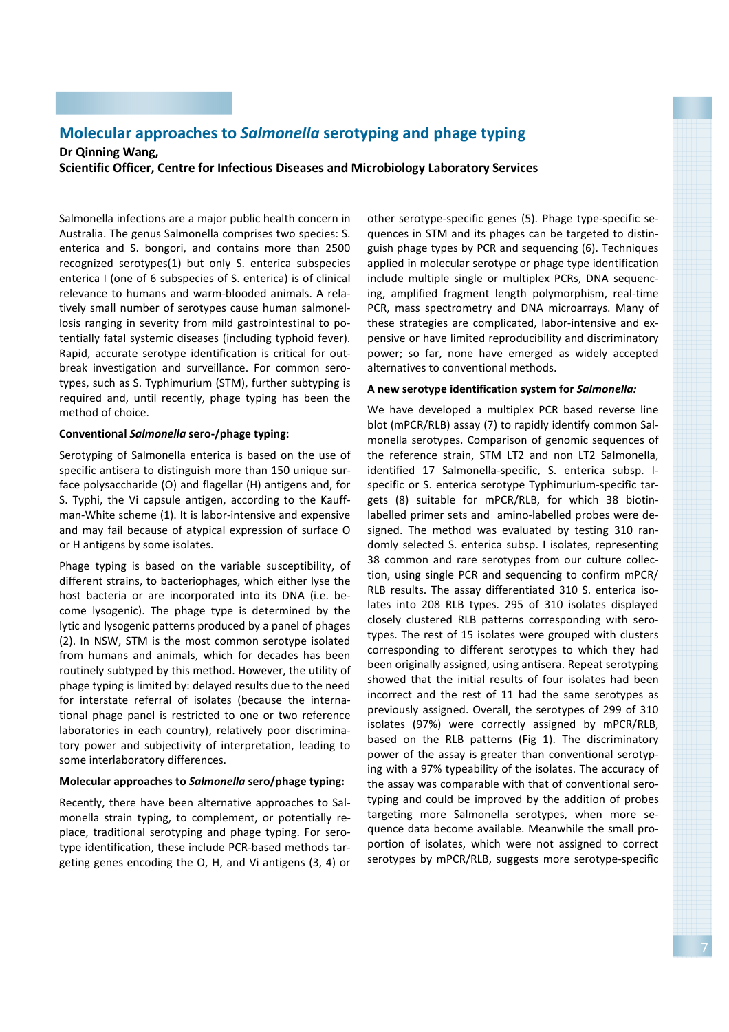## Molecular approaches to *Salmonella* serotyping and phage typing

**Dr Qinning Wang,**
**Scientific Officer, Centre for Infectious Diseases and Microbiology Laboratory Services**

Salmonella infections are a major public health concern in Australia. The genus Salmonella comprises two species: S. enterica and S. bongori, and contains more than 2500 recognized serotypes(1) but only S. enterica subspecies enterica I (one of 6 subspecies of S. enterica) is of clinical relevance to humans and warm-blooded animals. A relatively small number of serotypes cause human salmonellosis ranging in severity from mild gastrointestinal to potentially fatal systemic diseases (including typhoid fever). Rapid, accurate serotype identification is critical for outbreak investigation and surveillance. For common serotypes, such as S. Typhimurium (STM), further subtyping is required and, until recently, phage typing has been the method of choice.

#### Conventional *Salmonella* sero-/phage typing:

Serotyping of Salmonella enterica is based on the use of specific antisera to distinguish more than 150 unique surface polysaccharide (O) and flagellar (H) antigens and, for S. Typhi, the Vi capsule antigen, according to the Kauffman-White scheme (1). It is labor-intensive and expensive and may fail because of atypical expression of surface O or H antigens by some isolates.

Phage typing is based on the variable susceptibility, of different strains, to bacteriophages, which either lyse the host bacteria or are incorporated into its DNA (i.e. become lysogenic). The phage type is determined by the lytic and lysogenic patterns produced by a panel of phages (2). In NSW, STM is the most common serotype isolated from humans and animals, which for decades has been routinely subtyped by this method. However, the utility of phage typing is limited by: delayed results due to the need for interstate referral of isolates (because the international phage panel is restricted to one or two reference laboratories in each country), relatively poor discriminatory power and subjectivity of interpretation, leading to some interlaboratory differences.

#### Molecular approaches to *Salmonella* sero/phage typing:

Recently, there have been alternative approaches to Salmonella strain typing, to complement, or potentially replace, traditional serotyping and phage typing. For serotype identification, these include PCR-based methods targeting genes encoding the O, H, and Vi antigens (3, 4) or other serotype-specific genes (5). Phage type-specific sequences in STM and its phages can be targeted to distinguish phage types by PCR and sequencing (6). Techniques applied in molecular serotype or phage type identification include multiple single or multiplex PCRs, DNA sequencing, amplified fragment length polymorphism, real-time PCR, mass spectrometry and DNA microarrays. Many of these strategies are complicated, labor-intensive and expensive or have limited reproducibility and discriminatory power; so far, none have emerged as widely accepted alternatives to conventional methods.

#### A new serotype identification system for *Salmonella:*

We have developed a multiplex PCR based reverse line blot (mPCR/RLB) assay (7) to rapidly identify common Salmonella serotypes. Comparison of genomic sequences of the reference strain, STM LT2 and non LT2 Salmonella, identified 17 Salmonella-specific, S. enterica subsp. I-specific or S. enterica serotype Typhimurium-specific targets (8) suitable for mPCR/RLB, for which 38 biotin-labelled primer sets and amino-labelled probes were designed. The method was evaluated by testing 310 randomly selected S. enterica subsp. I isolates, representing 38 common and rare serotypes from our culture collection, using single PCR and sequencing to confirm mPCR/RLB results. The assay differentiated 310 S. enterica isolates into 208 RLB types. 295 of 310 isolates displayed closely clustered RLB patterns corresponding with serotypes. The rest of 15 isolates were grouped with clusters corresponding to different serotypes to which they had been originally assigned, using antisera. Repeat serotyping showed that the initial results of four isolates had been incorrect and the rest of 11 had the same serotypes as previously assigned. Overall, the serotypes of 299 of 310 isolates (97%) were correctly assigned by mPCR/RLB, based on the RLB patterns (Fig 1). The discriminatory power of the assay is greater than conventional serotyping with a 97% typeability of the isolates. The accuracy of the assay was comparable with that of conventional serotyping and could be improved by the addition of probes targeting more Salmonella serotypes, when more sequence data become available. Meanwhile the small proportion of isolates, which were not assigned to correct serotypes by mPCR/RLB, suggests more serotype-specific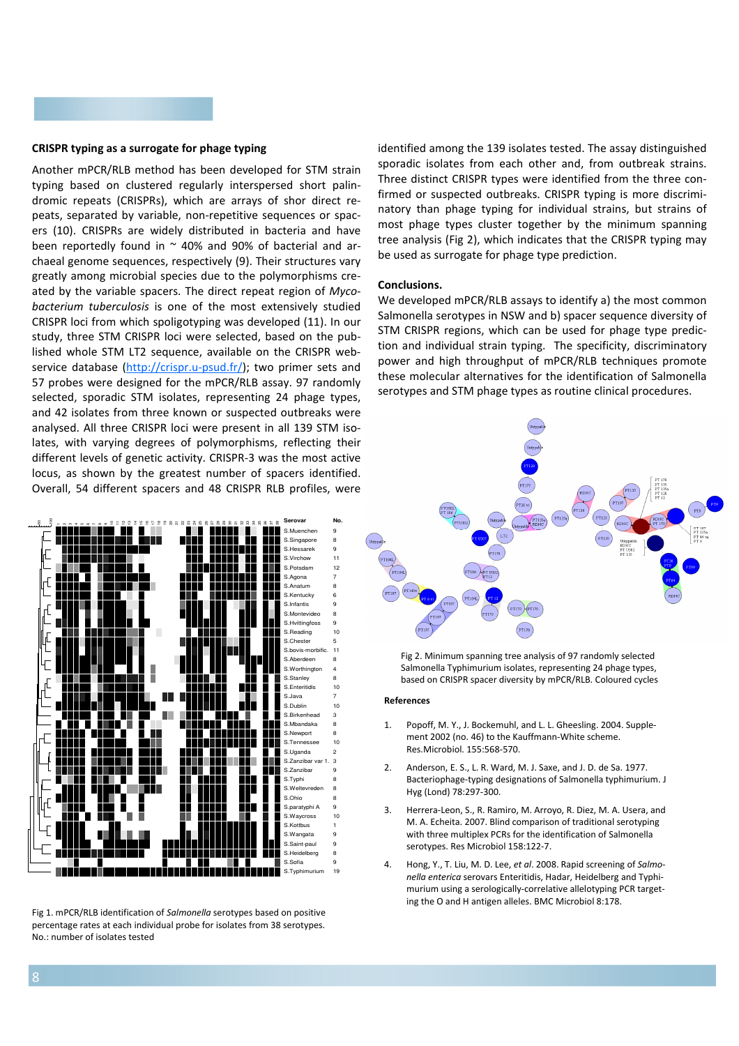### CRISPR typing as a surrogate for phage typing

Another mPCR/RLB method has been developed for STM strain typing based on clustered regularly interspersed short palindromic repeats (CRISPRs), which are arrays of shor direct repeats, separated by variable, non-repetitive sequences or spacers (10). CRISPRs are widely distributed in bacteria and have been reportedly found in ~ 40% and 90% of bacterial and archaeal genome sequences, respectively (9). Their structures vary greatly among microbial species due to the polymorphisms created by the variable spacers. The direct repeat region of *Mycobacterium tuberculosis* is one of the most extensively studied CRISPR loci from which spoligotyping was developed (11). In our study, three STM CRISPR loci were selected, based on the published whole STM LT2 sequence, available on the CRISPR webservice database (http://crispr.u-psud.fr/); two primer sets and 57 probes were designed for the mPCR/RLB assay. 97 randomly selected, sporadic STM isolates, representing 24 phage types, and 42 isolates from three known or suspected outbreaks were analysed. All three CRISPR loci were present in all 139 STM isolates, with varying degrees of polymorphisms, reflecting their different levels of genetic activity. CRISPR-3 was the most active locus, as shown by the greatest number of spacers identified. Overall, 54 different spacers and 48 CRISPR RLB profiles, were identified among the 139 isolates tested. The assay distinguished sporadic isolates from each other and, from outbreak strains. Three distinct CRISPR types were identified from the three confirmed or suspected outbreaks. CRISPR typing is more discriminatory than phage typing for individual strains, but strains of most phage types cluster together by the minimum spanning tree analysis (Fig 2), which indicates that the CRISPR typing may be used as surrogate for phage type prediction.

### Conclusions.

We developed mPCR/RLB assays to identify a) the most common Salmonella serotypes in NSW and b) spacer sequence diversity of STM CRISPR regions, which can be used for phage type prediction and individual strain typing. The specificity, discriminatory power and high throughput of mPCR/RLB techniques promote these molecular alternatives for the identification of Salmonella serotypes and STM phage types as routine clinical procedures.

Serovar | No.
S.Muenchen 9
S.Singapore 8
S.Hessarek 9
S.Virchow 11
S.Potsdam 12
S.Agona 7
S.Anatum 8
S.Kentucky 6
S.Infantis 9
S.Montevideo 8
S.Hvittingfoss 9
S.Reading 10
S.Chester 5
S.bovis-morbific. 11
S.Aberdeen 8
S.Worthington 4
S.Stanley 8
S.Enteritidis 10
S.Java 7
S.Dublin 10
S.Birkenhead 3
S.Mbandaka 8
S.Newport 8
S.Tennessee 10
S.Uganda 2
S.Zanzibar var 1. 3
S.Zanzibar 9
S.Typhi 8
S.Weltevreden 8
S.Ohio 8
S.paratyphi A 9
S.Waycross 10
S.Kottbus 1
S.Wangata 9
S.Saint-paul 9
S.Heidelberg 8
S.Sofia 9
S.Typhimurium 19

Fig 1. mPCR/RLB identification of *Salmonella* serotypes based on positive percentage rates at each individual probe for isolates from 38 serotypes. No.: number of isolates tested

Fig 2. Minimum spanning tree analysis of 97 randomly selected Salmonella Typhimurium isolates, representing 24 phage types, based on CRISPR spacer diversity by mPCR/RLB. Coloured cycles

### References

1. Popoff, M. Y., J. Bockemuhl, and L. L. Gheesling. 2004. Supplement 2002 (no. 46) to the Kauffmann-White scheme. Res.Microbiol. 155:568-570.

2. Anderson, E. S., L. R. Ward, M. J. Saxe, and J. D. de Sa. 1977. Bacteriophage-typing designations of Salmonella typhimurium. J Hyg (Lond) 78:297-300.

3. Herrera-Leon, S., R. Ramiro, M. Arroyo, R. Diez, M. A. Usera, and M. A. Echeita. 2007. Blind comparison of traditional serotyping with three multiplex PCRs for the identification of Salmonella serotypes. Res Microbiol 158:122-7.

4. Hong, Y., T. Liu, M. D. Lee, *et al*. 2008. Rapid screening of *Salmonella enterica* serovars Enteritidis, Hadar, Heidelberg and Typhimurium using a serologically-correlative allelotyping PCR targeting the O and H antigen alleles. BMC Microbiol 8:178.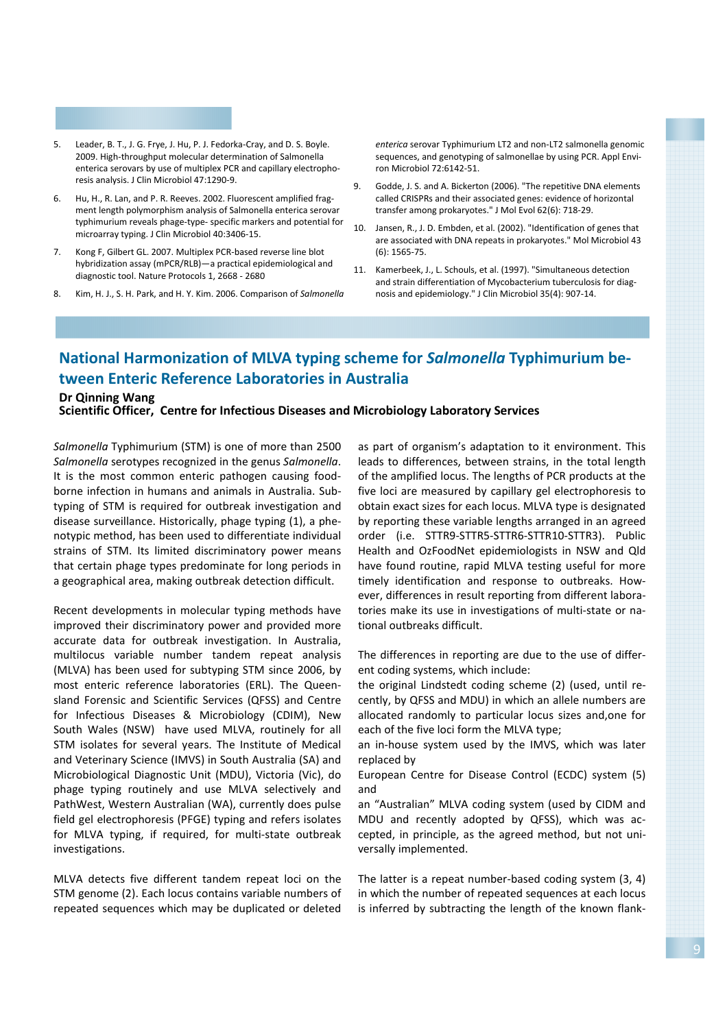5. Leader, B. T., J. G. Frye, J. Hu, P. J. Fedorka-Cray, and D. S. Boyle. 2009. High-throughput molecular determination of Salmonella enterica serovars by use of multiplex PCR and capillary electrophoresis analysis. J Clin Microbiol 47:1290-9.
6. Hu, H., R. Lan, and P. R. Reeves. 2002. Fluorescent amplified fragment length polymorphism analysis of Salmonella enterica serovar typhimurium reveals phage-type- specific markers and potential for microarray typing. J Clin Microbiol 40:3406-15.
7. Kong F, Gilbert GL. 2007. Multiplex PCR-based reverse line blot hybridization assay (mPCR/RLB)—a practical epidemiological and diagnostic tool. Nature Protocols 1, 2668 - 2680
8. Kim, H. J., S. H. Park, and H. Y. Kim. 2006. Comparison of *Salmonella enterica* serovar Typhimurium LT2 and non-LT2 salmonella genomic sequences, and genotyping of salmonellae by using PCR. Appl Environ Microbiol 72:6142-51.
9. Godde, J. S. and A. Bickerton (2006). "The repetitive DNA elements called CRISPRs and their associated genes: evidence of horizontal transfer among prokaryotes." J Mol Evol 62(6): 718-29.
10. Jansen, R., J. D. Embden, et al. (2002). "Identification of genes that are associated with DNA repeats in prokaryotes." Mol Microbiol 43 (6): 1565-75.
11. Kamerbeek, J., L. Schouls, et al. (1997). "Simultaneous detection and strain differentiation of Mycobacterium tuberculosis for diagnosis and epidemiology." J Clin Microbiol 35(4): 907-14.

## National Harmonization of MLVA typing scheme for *Salmonella* Typhimurium between Enteric Reference Laboratories in Australia

**Dr Qinning Wang**
**Scientific Officer, Centre for Infectious Diseases and Microbiology Laboratory Services**

*Salmonella* Typhimurium (STM) is one of more than 2500 *Salmonella* serotypes recognized in the genus *Salmonella*. It is the most common enteric pathogen causing food-borne infection in humans and animals in Australia. Subtyping of STM is required for outbreak investigation and disease surveillance. Historically, phage typing (1), a phenotypic method, has been used to differentiate individual strains of STM. Its limited discriminatory power means that certain phage types predominate for long periods in a geographical area, making outbreak detection difficult.

Recent developments in molecular typing methods have improved their discriminatory power and provided more accurate data for outbreak investigation. In Australia, multilocus variable number tandem repeat analysis (MLVA) has been used for subtyping STM since 2006, by most enteric reference laboratories (ERL). The Queensland Forensic and Scientific Services (QFSS) and Centre for Infectious Diseases & Microbiology (CDIM), New South Wales (NSW) have used MLVA, routinely for all STM isolates for several years. The Institute of Medical and Veterinary Science (IMVS) in South Australia (SA) and Microbiological Diagnostic Unit (MDU), Victoria (Vic), do phage typing routinely and use MLVA selectively and PathWest, Western Australian (WA), currently does pulse field gel electrophoresis (PFGE) typing and refers isolates for MLVA typing, if required, for multi-state outbreak investigations.

MLVA detects five different tandem repeat loci on the STM genome (2). Each locus contains variable numbers of repeated sequences which may be duplicated or deleted as part of organism's adaptation to it environment. This leads to differences, between strains, in the total length of the amplified locus. The lengths of PCR products at the five loci are measured by capillary gel electrophoresis to obtain exact sizes for each locus. MLVA type is designated by reporting these variable lengths arranged in an agreed order (i.e. STTR9-STTR5-STTR6-STTR10-STTR3). Public Health and OzFoodNet epidemiologists in NSW and Qld have found routine, rapid MLVA testing useful for more timely identification and response to outbreaks. However, differences in result reporting from different laboratories make its use in investigations of multi-state or national outbreaks difficult.

The differences in reporting are due to the use of different coding systems, which include:

the original Lindstedt coding scheme (2) (used, until recently, by QFSS and MDU) in which an allele numbers are allocated randomly to particular locus sizes and,one for each of the five loci form the MLVA type;

an in-house system used by the IMVS, which was later replaced by

European Centre for Disease Control (ECDC) system (5) and

an "Australian" MLVA coding system (used by CIDM and MDU and recently adopted by QFSS), which was accepted, in principle, as the agreed method, but not universally implemented.

The latter is a repeat number-based coding system (3, 4) in which the number of repeated sequences at each locus is inferred by subtracting the length of the known flank-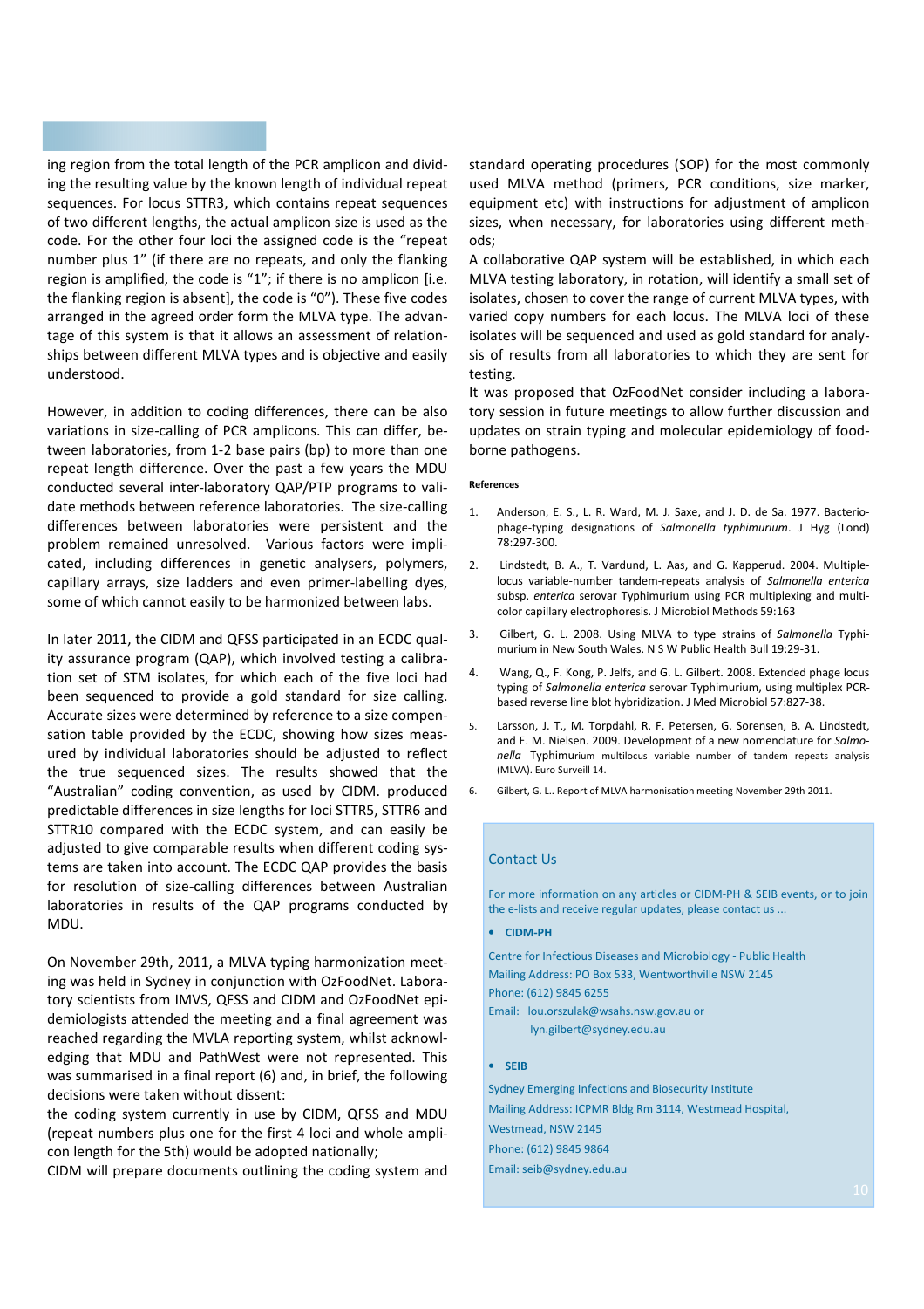ing region from the total length of the PCR amplicon and dividing the resulting value by the known length of individual repeat sequences. For locus STTR3, which contains repeat sequences of two different lengths, the actual amplicon size is used as the code. For the other four loci the assigned code is the "repeat number plus 1" (if there are no repeats, and only the flanking region is amplified, the code is "1"; if there is no amplicon [i.e. the flanking region is absent], the code is "0"). These five codes arranged in the agreed order form the MLVA type. The advantage of this system is that it allows an assessment of relationships between different MLVA types and is objective and easily understood.

However, in addition to coding differences, there can be also variations in size-calling of PCR amplicons. This can differ, between laboratories, from 1-2 base pairs (bp) to more than one repeat length difference. Over the past a few years the MDU conducted several inter-laboratory QAP/PTP programs to validate methods between reference laboratories. The size-calling differences between laboratories were persistent and the problem remained unresolved. Various factors were implicated, including differences in genetic analysers, polymers, capillary arrays, size ladders and even primer-labelling dyes, some of which cannot easily to be harmonized between labs.

In later 2011, the CIDM and QFSS participated in an ECDC quality assurance program (QAP), which involved testing a calibration set of STM isolates, for which each of the five loci had been sequenced to provide a gold standard for size calling. Accurate sizes were determined by reference to a size compensation table provided by the ECDC, showing how sizes measured by individual laboratories should be adjusted to reflect the true sequenced sizes. The results showed that the "Australian" coding convention, as used by CIDM. produced predictable differences in size lengths for loci STTR5, STTR6 and STTR10 compared with the ECDC system, and can easily be adjusted to give comparable results when different coding systems are taken into account. The ECDC QAP provides the basis for resolution of size-calling differences between Australian laboratories in results of the QAP programs conducted by MDU.

On November 29th, 2011, a MLVA typing harmonization meeting was held in Sydney in conjunction with OzFoodNet. Laboratory scientists from IMVS, QFSS and CIDM and OzFoodNet epidemiologists attended the meeting and a final agreement was reached regarding the MVLA reporting system, whilst acknowledging that MDU and PathWest were not represented. This was summarised in a final report (6) and, in brief, the following decisions were taken without dissent:

the coding system currently in use by CIDM, QFSS and MDU (repeat numbers plus one for the first 4 loci and whole amplicon length for the 5th) would be adopted nationally;

CIDM will prepare documents outlining the coding system and standard operating procedures (SOP) for the most commonly used MLVA method (primers, PCR conditions, size marker, equipment etc) with instructions for adjustment of amplicon sizes, when necessary, for laboratories using different methods;

A collaborative QAP system will be established, in which each MLVA testing laboratory, in rotation, will identify a small set of isolates, chosen to cover the range of current MLVA types, with varied copy numbers for each locus. The MLVA loci of these isolates will be sequenced and used as gold standard for analysis of results from all laboratories to which they are sent for testing.

It was proposed that OzFoodNet consider including a laboratory session in future meetings to allow further discussion and updates on strain typing and molecular epidemiology of foodborne pathogens.

**References**

1. Anderson, E. S., L. R. Ward, M. J. Saxe, and J. D. de Sa. 1977. Bacteriophage-typing designations of *Salmonella typhimurium*. J Hyg (Lond) 78:297-300.
2. Lindstedt, B. A., T. Vardund, L. Aas, and G. Kapperud. 2004. Multiple-locus variable-number tandem-repeats analysis of *Salmonella enterica* subsp. *enterica* serovar Typhimurium using PCR multiplexing and multicolor capillary electrophoresis. J Microbiol Methods 59:163
3. Gilbert, G. L. 2008. Using MLVA to type strains of *Salmonella* Typhimurium in New South Wales. N S W Public Health Bull 19:29-31.
4. Wang, Q., F. Kong, P. Jelfs, and G. L. Gilbert. 2008. Extended phage locus typing of *Salmonella enterica* serovar Typhimurium, using multiplex PCR-based reverse line blot hybridization. J Med Microbiol 57:827-38.
5. Larsson, J. T., M. Torpdahl, R. F. Petersen, G. Sorensen, B. A. Lindstedt, and E. M. Nielsen. 2009. Development of a new nomenclature for *Salmonella* Typhimurium multilocus variable number of tandem repeats analysis (MLVA). Euro Surveill 14.
6. Gilbert, G. L.. Report of MLVA harmonisation meeting November 29th 2011.

## Contact Us

For more information on any articles or CIDM-PH & SEIB events, or to join the e-lists and receive regular updates, please contact us ...

- **CIDM-PH**

Centre for Infectious Diseases and Microbiology - Public Health
Mailing Address: PO Box 533, Wentworthville NSW 2145
Phone: (612) 9845 6255
Email: lou.orszulak@wsahs.nsw.gov.au or
lyn.gilbert@sydney.edu.au

- **SEIB**

Sydney Emerging Infections and Biosecurity Institute
Mailing Address: ICPMR Bldg Rm 3114, Westmead Hospital,
Westmead, NSW 2145
Phone: (612) 9845 9864
Email: seib@sydney.edu.au